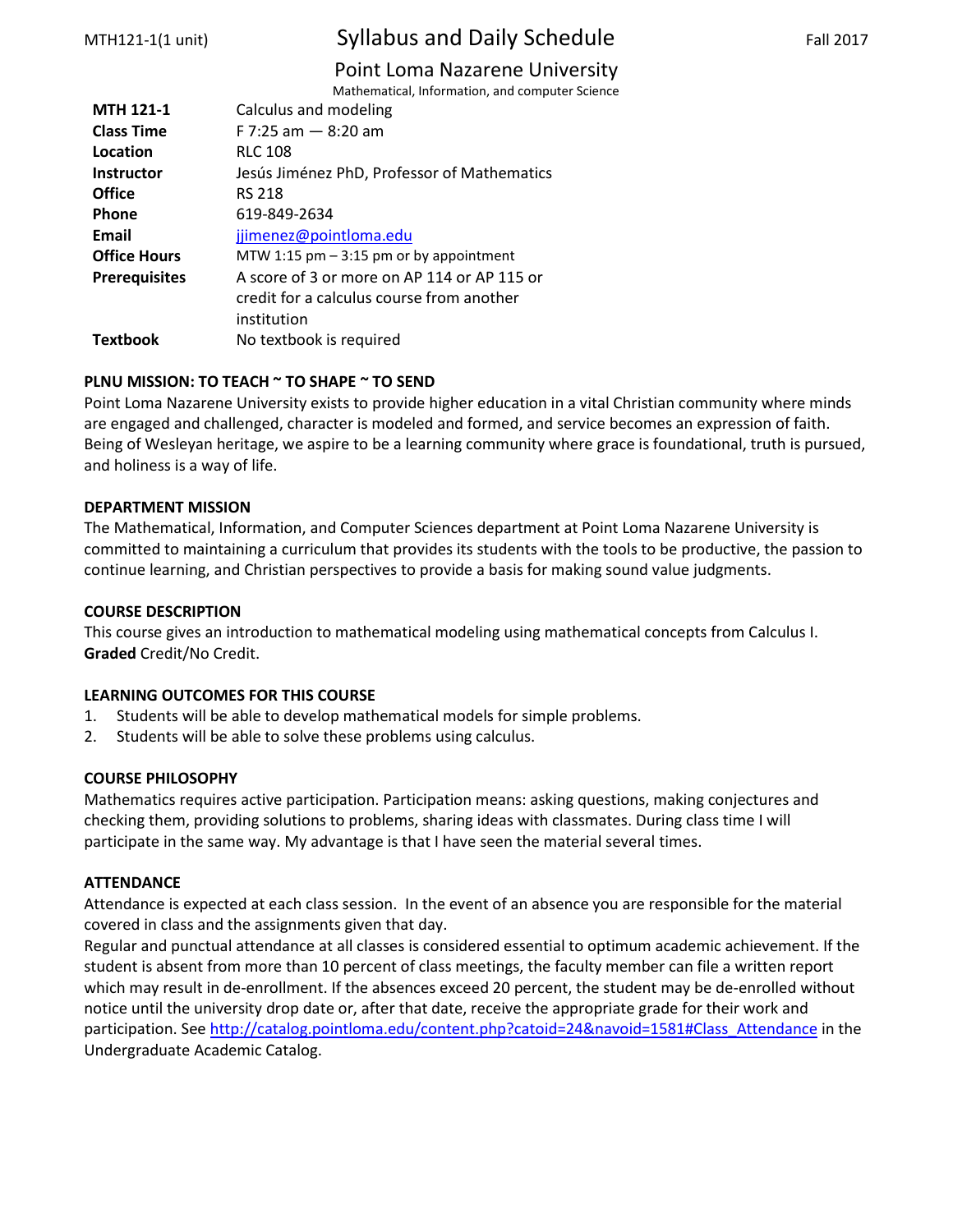MTH121-1(1 unit)

# Syllabus and Daily Schedule

Fall 2017

## Point Loma Nazarene University

Mathematical, Information, and computer Science

| | |
|---|---|
| **MTH 121-1** | Calculus and modeling |
| **Class Time** | F 7:25 am — 8:20 am |
| **Location** | RLC 108 |
| **Instructor** | Jesús Jiménez PhD, Professor of Mathematics |
| **Office** | RS 218 |
| **Phone** | 619-849-2634 |
| **Email** | jjimenez@pointloma.edu |
| **Office Hours** | MTW 1:15 pm – 3:15 pm or by appointment |
| **Prerequisites** | A score of 3 or more on AP 114 or AP 115 or credit for a calculus course from another institution |
| **Textbook** | No textbook is required |

### PLNU MISSION: TO TEACH ~ TO SHAPE ~ TO SEND

Point Loma Nazarene University exists to provide higher education in a vital Christian community where minds are engaged and challenged, character is modeled and formed, and service becomes an expression of faith. Being of Wesleyan heritage, we aspire to be a learning community where grace is foundational, truth is pursued, and holiness is a way of life.

### DEPARTMENT MISSION

The Mathematical, Information, and Computer Sciences department at Point Loma Nazarene University is committed to maintaining a curriculum that provides its students with the tools to be productive, the passion to continue learning, and Christian perspectives to provide a basis for making sound value judgments.

### COURSE DESCRIPTION

This course gives an introduction to mathematical modeling using mathematical concepts from Calculus I. **Graded** Credit/No Credit.

### LEARNING OUTCOMES FOR THIS COURSE

1. Students will be able to develop mathematical models for simple problems.
2. Students will be able to solve these problems using calculus.

### COURSE PHILOSOPHY

Mathematics requires active participation. Participation means: asking questions, making conjectures and checking them, providing solutions to problems, sharing ideas with classmates. During class time I will participate in the same way. My advantage is that I have seen the material several times.

### ATTENDANCE

Attendance is expected at each class session. In the event of an absence you are responsible for the material covered in class and the assignments given that day.

Regular and punctual attendance at all classes is considered essential to optimum academic achievement. If the student is absent from more than 10 percent of class meetings, the faculty member can file a written report which may result in de-enrollment. If the absences exceed 20 percent, the student may be de-enrolled without notice until the university drop date or, after that date, receive the appropriate grade for their work and participation. See http://catalog.pointloma.edu/content.php?catoid=24&navoid=1581#Class_Attendance in the Undergraduate Academic Catalog.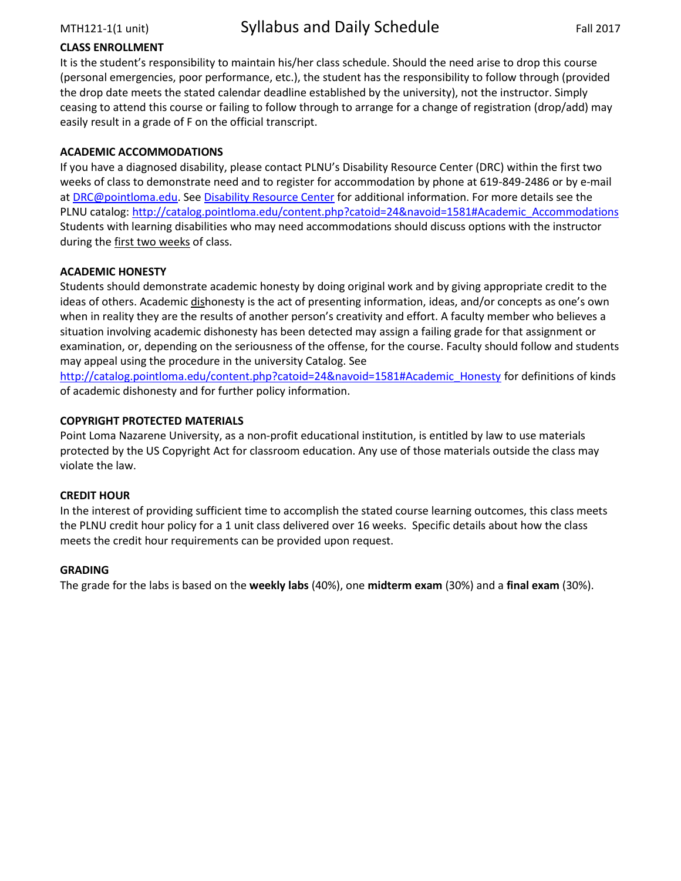**CLASS ENROLLMENT**

It is the student's responsibility to maintain his/her class schedule. Should the need arise to drop this course (personal emergencies, poor performance, etc.), the student has the responsibility to follow through (provided the drop date meets the stated calendar deadline established by the university), not the instructor. Simply ceasing to attend this course or failing to follow through to arrange for a change of registration (drop/add) may easily result in a grade of F on the official transcript.

**ACADEMIC ACCOMMODATIONS**

If you have a diagnosed disability, please contact PLNU's Disability Resource Center (DRC) within the first two weeks of class to demonstrate need and to register for accommodation by phone at 619-849-2486 or by e-mail at DRC@pointloma.edu. See Disability Resource Center for additional information. For more details see the PLNU catalog: http://catalog.pointloma.edu/content.php?catoid=24&navoid=1581#Academic_Accommodations Students with learning disabilities who may need accommodations should discuss options with the instructor during the first two weeks of class.

**ACADEMIC HONESTY**

Students should demonstrate academic honesty by doing original work and by giving appropriate credit to the ideas of others. Academic dishonesty is the act of presenting information, ideas, and/or concepts as one's own when in reality they are the results of another person's creativity and effort. A faculty member who believes a situation involving academic dishonesty has been detected may assign a failing grade for that assignment or examination, or, depending on the seriousness of the offense, for the course. Faculty should follow and students may appeal using the procedure in the university Catalog. See http://catalog.pointloma.edu/content.php?catoid=24&navoid=1581#Academic_Honesty for definitions of kinds of academic dishonesty and for further policy information.

**COPYRIGHT PROTECTED MATERIALS**

Point Loma Nazarene University, as a non-profit educational institution, is entitled by law to use materials protected by the US Copyright Act for classroom education. Any use of those materials outside the class may violate the law.

**CREDIT HOUR**

In the interest of providing sufficient time to accomplish the stated course learning outcomes, this class meets the PLNU credit hour policy for a 1 unit class delivered over 16 weeks. Specific details about how the class meets the credit hour requirements can be provided upon request.

**GRADING**

The grade for the labs is based on the **weekly labs** (40%), one **midterm exam** (30%) and a **final exam** (30%).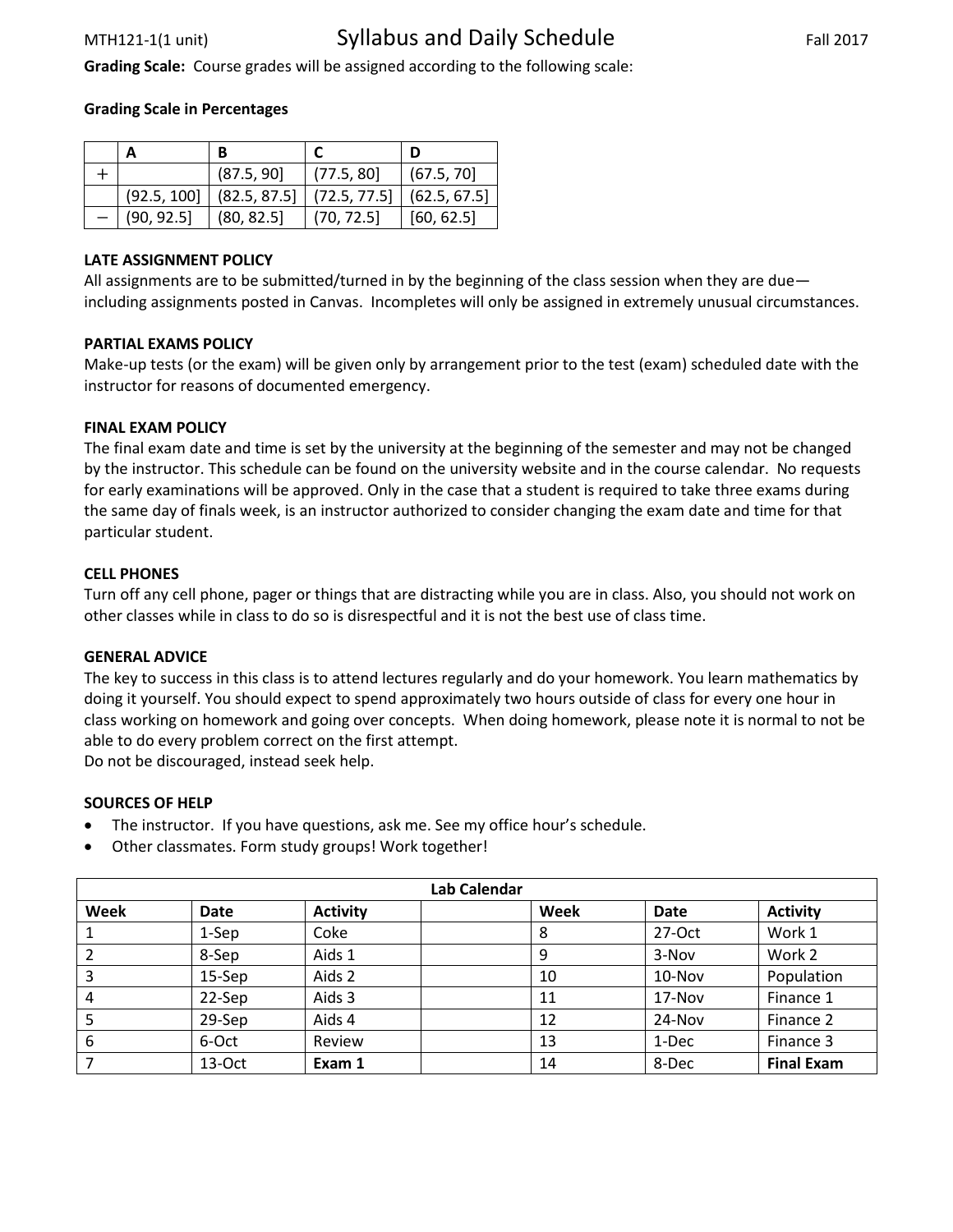**Grading Scale:** Course grades will be assigned according to the following scale:

**Grading Scale in Percentages**

| | A | B | C | D |
|---|---|---|---|---|
| + | | (87.5, 90] | (77.5, 80] | (67.5, 70] |
| | (92.5, 100] | (82.5, 87.5] | (72.5, 77.5] | (62.5, 67.5] |
| − | (90, 92.5] | (80, 82.5] | (70, 72.5] | [60, 62.5] |

**LATE ASSIGNMENT POLICY**

All assignments are to be submitted/turned in by the beginning of the class session when they are due—including assignments posted in Canvas. Incompletes will only be assigned in extremely unusual circumstances.

**PARTIAL EXAMS POLICY**

Make-up tests (or the exam) will be given only by arrangement prior to the test (exam) scheduled date with the instructor for reasons of documented emergency.

**FINAL EXAM POLICY**

The final exam date and time is set by the university at the beginning of the semester and may not be changed by the instructor. This schedule can be found on the university website and in the course calendar. No requests for early examinations will be approved. Only in the case that a student is required to take three exams during the same day of finals week, is an instructor authorized to consider changing the exam date and time for that particular student.

**CELL PHONES**

Turn off any cell phone, pager or things that are distracting while you are in class. Also, you should not work on other classes while in class to do so is disrespectful and it is not the best use of class time.

**GENERAL ADVICE**

The key to success in this class is to attend lectures regularly and do your homework. You learn mathematics by doing it yourself. You should expect to spend approximately two hours outside of class for every one hour in class working on homework and going over concepts. When doing homework, please note it is normal to not be able to do every problem correct on the first attempt.
Do not be discouraged, instead seek help.

**SOURCES OF HELP**

- The instructor. If you have questions, ask me. See my office hour's schedule.
- Other classmates. Form study groups! Work together!

| Lab Calendar | | | | | | |
|---|---|---|---|---|---|---|
| **Week** | **Date** | **Activity** | | **Week** | **Date** | **Activity** |
| 1 | 1-Sep | Coke | | 8 | 27-Oct | Work 1 |
| 2 | 8-Sep | Aids 1 | | 9 | 3-Nov | Work 2 |
| 3 | 15-Sep | Aids 2 | | 10 | 10-Nov | Population |
| 4 | 22-Sep | Aids 3 | | 11 | 17-Nov | Finance 1 |
| 5 | 29-Sep | Aids 4 | | 12 | 24-Nov | Finance 2 |
| 6 | 6-Oct | Review | | 13 | 1-Dec | Finance 3 |
| 7 | 13-Oct | **Exam 1** | | 14 | 8-Dec | **Final Exam** |